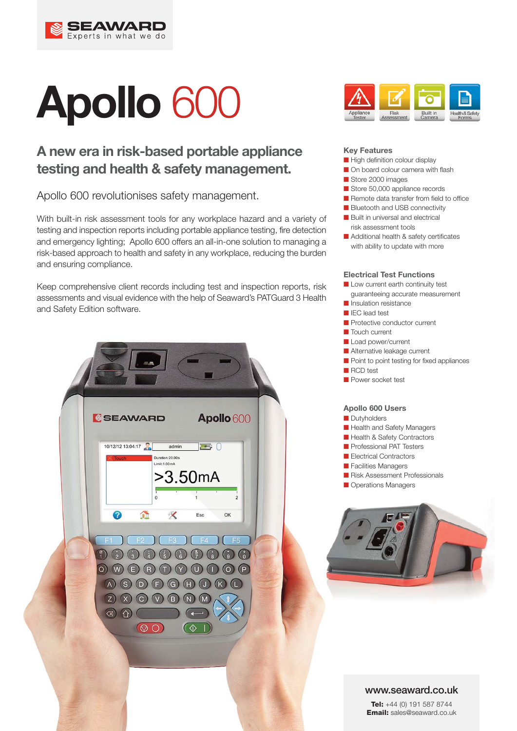SEAWARD
Experts in what we do

# Apollo 600

Appliance Tester | Risk Assessment | Built in Camera | Health & Safety Forms

## A new era in risk-based portable appliance testing and health & safety management.

Apollo 600 revolutionises safety management.

With built-in risk assessment tools for any workplace hazard and a variety of testing and inspection reports including portable appliance testing, fire detection and emergency lighting; Apollo 600 offers an all-in-one solution to managing a risk-based approach to health and safety in any workplace, reducing the burden and ensuring compliance.

Keep comprehensive client records including test and inspection reports, risk assessments and visual evidence with the help of Seaward's PATGuard 3 Health and Safety Edition software.

### Key Features

- High definition colour display
- On board colour camera with flash
- Store 2000 images
- Store 50,000 appliance records
- Remote data transfer from field to office
- Bluetooth and USB connectivity
- Built in universal and electrical risk assessment tools
- Additional health & safety certificates with ability to update with more

### Electrical Test Functions

- Low current earth continuity test guaranteeing accurate measurement
- Insulation resistance
- IEC lead test
- Protective conductor current
- Touch current
- Load power/current
- Alternative leakage current
- Point to point testing for fixed appliances
- RCD test
- Power socket test

### Apollo 600 Users

- Dutyholders
- Health and Safety Managers
- Health & Safety Contractors
- Professional PAT Testers
- Electrical Contractors
- Facilities Managers
- Risk Assessment Professionals
- Operations Managers

**www.seaward.co.uk**

**Tel:** +44 (0) 191 587 8744
**Email:** sales@seaward.co.uk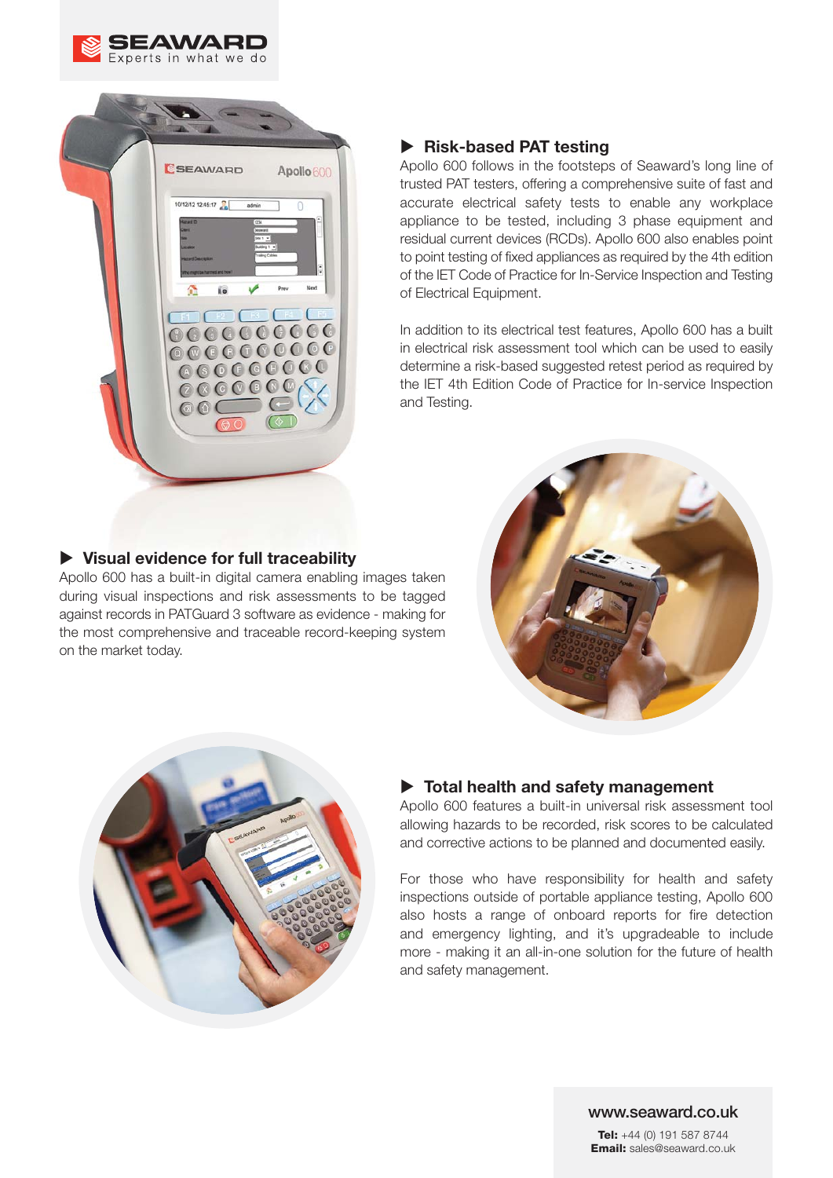## ▶ Risk-based PAT testing

Apollo 600 follows in the footsteps of Seaward's long line of trusted PAT testers, offering a comprehensive suite of fast and accurate electrical safety tests to enable any workplace appliance to be tested, including 3 phase equipment and residual current devices (RCDs). Apollo 600 also enables point to point testing of fixed appliances as required by the 4th edition of the IET Code of Practice for In-Service Inspection and Testing of Electrical Equipment.

In addition to its electrical test features, Apollo 600 has a built in electrical risk assessment tool which can be used to easily determine a risk-based suggested retest period as required by the IET 4th Edition Code of Practice for In-service Inspection and Testing.

## ▶ Visual evidence for full traceability

Apollo 600 has a built-in digital camera enabling images taken during visual inspections and risk assessments to be tagged against records in PATGuard 3 software as evidence - making for the most comprehensive and traceable record-keeping system on the market today.

## ▶ Total health and safety management

Apollo 600 features a built-in universal risk assessment tool allowing hazards to be recorded, risk scores to be calculated and corrective actions to be planned and documented easily.

For those who have responsibility for health and safety inspections outside of portable appliance testing, Apollo 600 also hosts a range of onboard reports for fire detection and emergency lighting, and it's upgradeable to include more - making it an all-in-one solution for the future of health and safety management.

**www.seaward.co.uk**

**Tel:** +44 (0) 191 587 8744
**Email:** sales@seaward.co.uk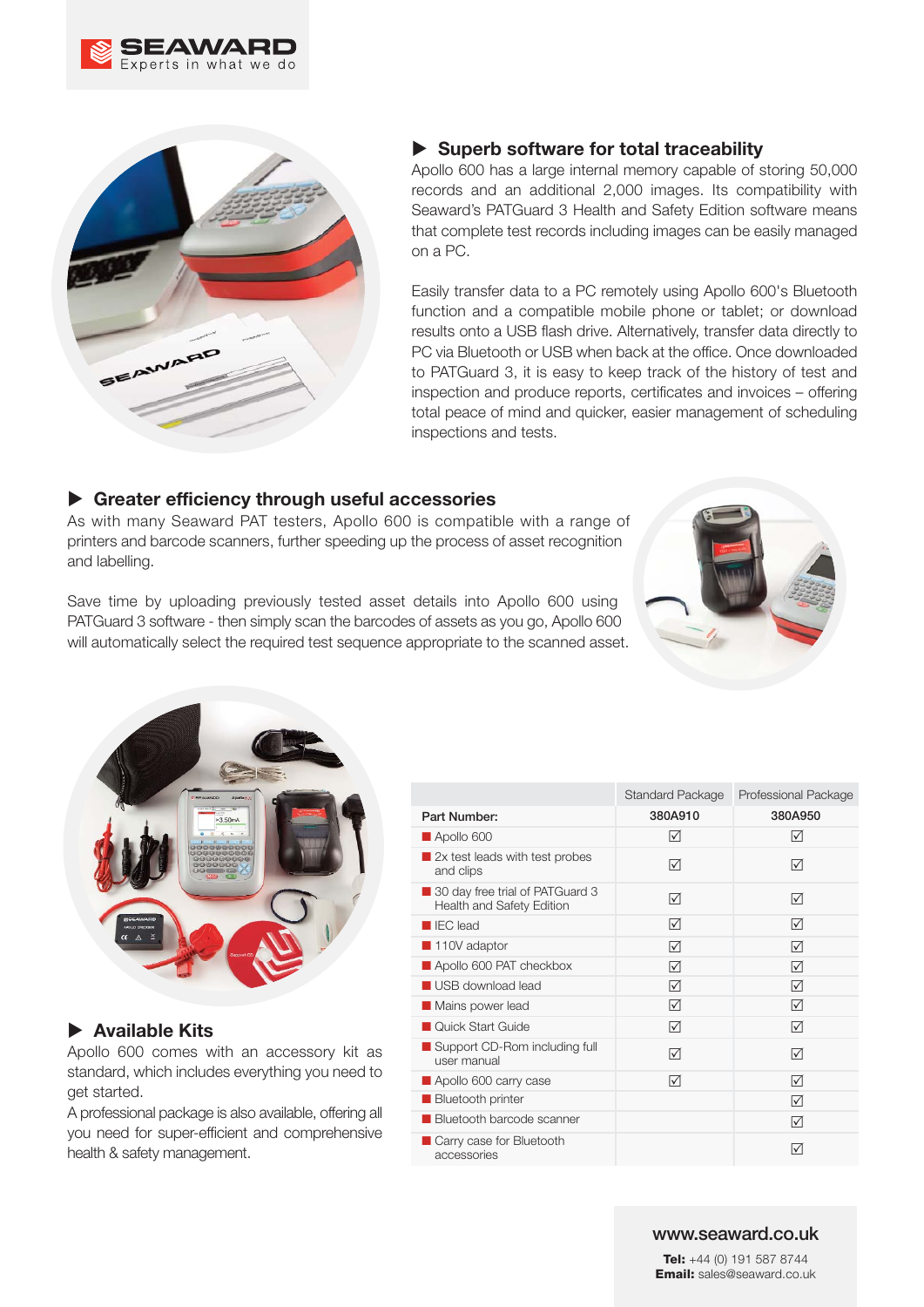SEAWARD
Experts in what we do

## ▶ Superb software for total traceability

Apollo 600 has a large internal memory capable of storing 50,000 records and an additional 2,000 images. Its compatibility with Seaward's PATGuard 3 Health and Safety Edition software means that complete test records including images can be easily managed on a PC.

Easily transfer data to a PC remotely using Apollo 600's Bluetooth function and a compatible mobile phone or tablet; or download results onto a USB flash drive. Alternatively, transfer data directly to PC via Bluetooth or USB when back at the office. Once downloaded to PATGuard 3, it is easy to keep track of the history of test and inspection and produce reports, certificates and invoices – offering total peace of mind and quicker, easier management of scheduling inspections and tests.

## ▶ Greater efficiency through useful accessories

As with many Seaward PAT testers, Apollo 600 is compatible with a range of printers and barcode scanners, further speeding up the process of asset recognition and labelling.

Save time by uploading previously tested asset details into Apollo 600 using PATGuard 3 software - then simply scan the barcodes of assets as you go, Apollo 600 will automatically select the required test sequence appropriate to the scanned asset.

## ▶ Available Kits

Apollo 600 comes with an accessory kit as standard, which includes everything you need to get started.

A professional package is also available, offering all you need for super-efficient and comprehensive health & safety management.

| | Standard Package | Professional Package |
|---|---|---|
| Part Number: | 380A910 | 380A950 |
| Apollo 600 | ☑ | ☑ |
| 2x test leads with test probes and clips | ☑ | ☑ |
| 30 day free trial of PATGuard 3 Health and Safety Edition | ☑ | ☑ |
| IEC lead | ☑ | ☑ |
| 110V adaptor | ☑ | ☑ |
| Apollo 600 PAT checkbox | ☑ | ☑ |
| USB download lead | ☑ | ☑ |
| Mains power lead | ☑ | ☑ |
| Quick Start Guide | ☑ | ☑ |
| Support CD-Rom including full user manual | ☑ | ☑ |
| Apollo 600 carry case | ☑ | ☑ |
| Bluetooth printer | | ☑ |
| Bluetooth barcode scanner | | ☑ |
| Carry case for Bluetooth accessories | | ☑ |

**www.seaward.co.uk**

**Tel:** +44 (0) 191 587 8744
**Email:** sales@seaward.co.uk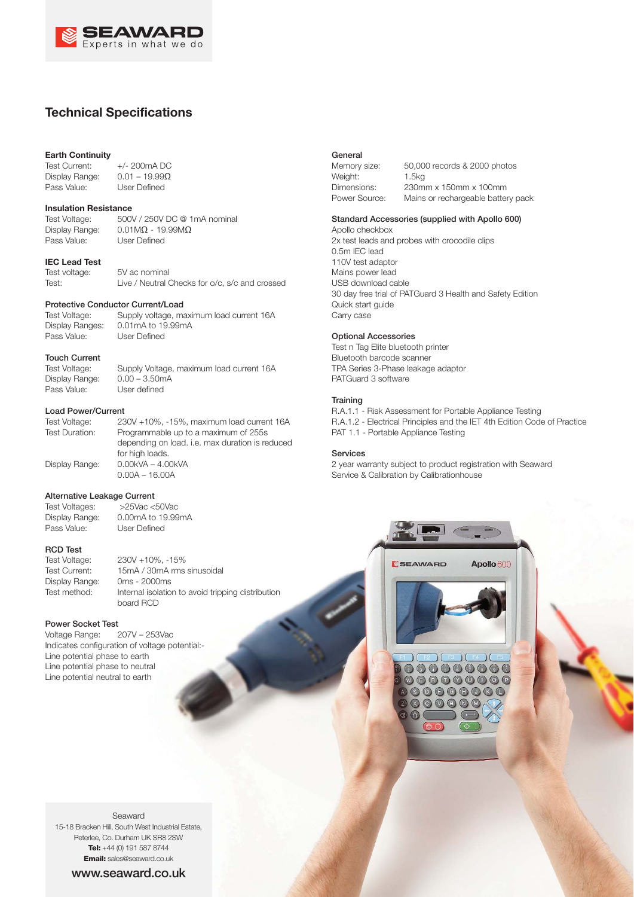SEAWARD

Experts in what we do

# Technical Specifications

### Earth Continuity

Test Current: +/- 200mA DC
Display Range: 0.01 – 19.99Ω
Pass Value: User Defined

### Insulation Resistance

Test Voltage: 500V / 250V DC @ 1mA nominal
Display Range: 0.01MΩ - 19.99MΩ
Pass Value: User Defined

### IEC Lead Test

Test voltage: 5V ac nominal
Test: Live / Neutral Checks for o/c, s/c and crossed

### Protective Conductor Current/Load

Test Voltage: Supply voltage, maximum load current 16A
Display Ranges: 0.01mA to 19.99mA
Pass Value: User Defined

### Touch Current

Test Voltage: Supply Voltage, maximum load current 16A
Display Range: 0.00 – 3.50mA
Pass Value: User defined

### Load Power/Current

Test Voltage: 230V +10%, -15%, maximum load current 16A
Test Duration: Programmable up to a maximum of 255s depending on load. i.e. max duration is reduced for high loads.
Display Range: 0.00kVA – 4.00kVA
0.00A – 16.00A

### Alternative Leakage Current

Test Voltages: >25Vac <50Vac
Display Range: 0.00mA to 19.99mA
Pass Value: User Defined

### RCD Test

Test Voltage: 230V +10%, -15%
Test Current: 15mA / 30mA rms sinusoidal
Display Range: 0ms - 2000ms
Test method: Internal isolation to avoid tripping distribution board RCD

### Power Socket Test

Voltage Range: 207V – 253Vac
Indicates configuration of voltage potential:-
Line potential phase to earth
Line potential phase to neutral
Line potential neutral to earth

### General

Memory size: 50,000 records & 2000 photos
Weight: 1.5kg
Dimensions: 230mm x 150mm x 100mm
Power Source: Mains or rechargeable battery pack

### Standard Accessories (supplied with Apollo 600)

Apollo checkbox
2x test leads and probes with crocodile clips
0.5m IEC lead
110V test adaptor
Mains power lead
USB download cable
30 day free trial of PATGuard 3 Health and Safety Edition
Quick start guide
Carry case

### Optional Accessories

Test n Tag Elite bluetooth printer
Bluetooth barcode scanner
TPA Series 3-Phase leakage adaptor
PATGuard 3 software

### Training

R.A.1.1 - Risk Assessment for Portable Appliance Testing
R.A.1.2 - Electrical Principles and the IET 4th Edition Code of Practice
PAT 1.1 - Portable Appliance Testing

### Services

2 year warranty subject to product registration with Seaward
Service & Calibration by Calibrationhouse

Seaward
15-18 Bracken Hill, South West Industrial Estate,
Peterlee, Co. Durham UK SR8 2SW
**Tel:** +44 (0) 191 587 8744
**Email:** sales@seaward.co.uk

www.seaward.co.uk